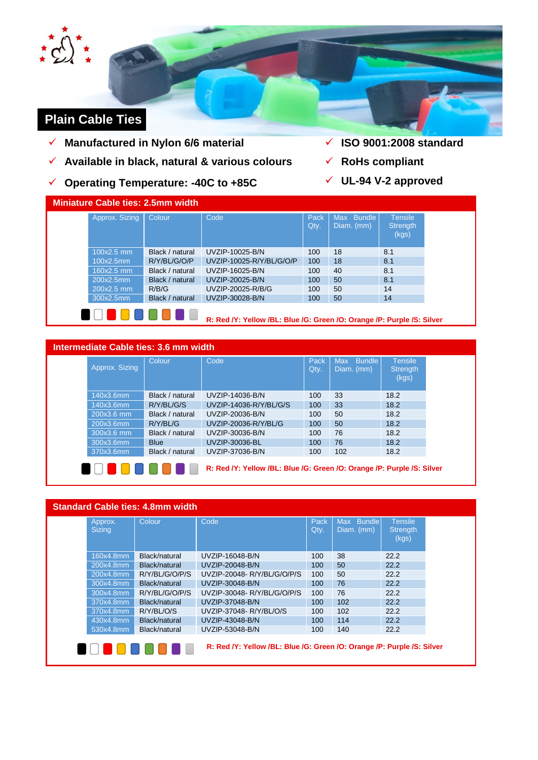# Plain Cable Ties

- ✓ Manufactured in Nylon 6/6 material
- ✓ Available in black, natural & various colours
- ✓ Operating Temperature: -40C to +85C
- ✓ ISO 9001:2008 standard
- ✓ RoHs compliant
- ✓ UL-94 V-2 approved

## Miniature Cable ties: 2.5mm width

| Approx. Sizing | Colour | Code | Pack Qty. | Max Bundle Diam. (mm) | Tensile Strength (kgs) |
|---|---|---|---|---|---|
| 100x2.5 mm | Black / natural | UVZIP-10025-B/N | 100 | 18 | 8.1 |
| 100x2.5mm | R/Y/BL/G/O/P | UVZIP-10025-R/Y/BL/G/O/P | 100 | 18 | 8.1 |
| 160x2.5 mm | Black / natural | UVZIP-16025-B/N | 100 | 40 | 8.1 |
| 200x2.5mm | Black / natural | UVZIP-20025-B/N | 100 | 50 | 8.1 |
| 200x2.5 mm | R/B/G | UVZIP-20025-R/B/G | 100 | 50 | 14 |
| 300x2.5mm | Black / natural | UVZIP-30028-B/N | 100 | 50 | 14 |

R: Red /Y: Yellow /BL: Blue /G: Green /O: Orange /P: Purple /S: Silver

## Intermediate Cable ties: 3.6 mm width

| Approx. Sizing | Colour | Code | Pack Qty. | Max Bundle Diam. (mm) | Tensile Strength (kgs) |
|---|---|---|---|---|---|
| 140x3.6mm | Black / natural | UVZIP-14036-B/N | 100 | 33 | 18.2 |
| 140x3.6mm | R/Y/BL/G/S | UVZIP-14036-R/Y/BL/G/S | 100 | 33 | 18.2 |
| 200x3.6 mm | Black / natural | UVZIP-20036-B/N | 100 | 50 | 18.2 |
| 200x3.6mm | R/Y/BL/G | UVZIP-20036-R/Y/BL/G | 100 | 50 | 18.2 |
| 300x3.6 mm | Black / natural | UVZIP-30036-B/N | 100 | 76 | 18.2 |
| 300x3.6mm | Blue | UVZIP-30036-BL | 100 | 76 | 18.2 |
| 370x3.6mm | Black / natural | UVZIP-37036-B/N | 100 | 102 | 18.2 |

R: Red /Y: Yellow /BL: Blue /G: Green /O: Orange /P: Purple /S: Silver

## Standard Cable ties: 4.8mm width

| Approx. Sizing | Colour | Code | Pack Qty. | Max Bundle Diam. (mm) | Tensile Strength (kgs) |
|---|---|---|---|---|---|
| 160x4.8mm | Black/natural | UVZIP-16048-B/N | 100 | 38 | 22.2 |
| 200x4.8mm | Black/natural | UVZIP-20048-B/N | 100 | 50 | 22.2 |
| 200x4.8mm | R/Y/BL/G/O/P/S | UVZIP-20048- R/Y/BL/G/O/P/S | 100 | 50 | 22.2 |
| 300x4.8mm | Black/natural | UVZIP-30048-B/N | 100 | 76 | 22.2 |
| 300x4.8mm | R/Y/BL/G/O/P/S | UVZIP-30048- R/Y/BL/G/O/P/S | 100 | 76 | 22.2 |
| 370x4.8mm | Black/natural | UVZIP-37048-B/N | 100 | 102 | 22.2 |
| 370x4.8mm | R/Y/BL/O/S | UVZIP-37048- R/Y/BL/O/S | 100 | 102 | 22.2 |
| 430x4.8mm | Black/natural | UVZIP-43048-B/N | 100 | 114 | 22.2 |
| 530x4.8mm | Black/natural | UVZIP-53048-B/N | 100 | 140 | 22.2 |

R: Red /Y: Yellow /BL: Blue /G: Green /O: Orange /P: Purple /S: Silver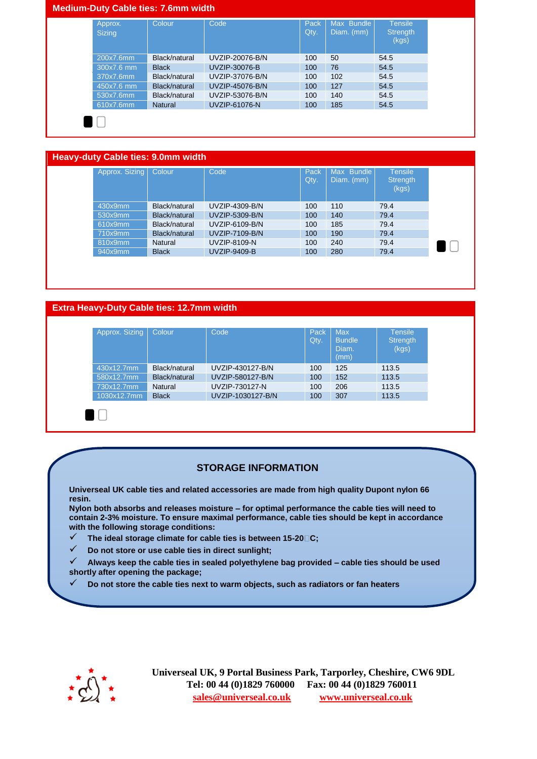## Medium-Duty Cable ties: 7.6mm width

| Approx. Sizing | Colour | Code | Pack Qty. | Max Bundle Diam. (mm) | Tensile Strength (kgs) |
|---|---|---|---|---|---|
| 200x7.6mm | Black/natural | UVZIP-20076-B/N | 100 | 50 | 54.5 |
| 300x7.6 mm | Black | UVZIP-30076-B | 100 | 76 | 54.5 |
| 370x7.6mm | Black/natural | UVZIP-37076-B/N | 100 | 102 | 54.5 |
| 450x7.6 mm | Black/natural | UVZIP-45076-B/N | 100 | 127 | 54.5 |
| 530x7.6mm | Black/natural | UVZIP-53076-B/N | 100 | 140 | 54.5 |
| 610x7.6mm | Natural | UVZIP-61076-N | 100 | 185 | 54.5 |

## Heavy-duty Cable ties: 9.0mm width

| Approx. Sizing | Colour | Code | Pack Qty. | Max Bundle Diam. (mm) | Tensile Strength (kgs) |
|---|---|---|---|---|---|
| 430x9mm | Black/natural | UVZIP-4309-B/N | 100 | 110 | 79.4 |
| 530x9mm | Black/natural | UVZIP-5309-B/N | 100 | 140 | 79.4 |
| 610x9mm | Black/natural | UVZIP-6109-B/N | 100 | 185 | 79.4 |
| 710x9mm | Black/natural | UVZIP-7109-B/N | 100 | 190 | 79.4 |
| 810x9mm | Natural | UVZIP-8109-N | 100 | 240 | 79.4 |
| 940x9mm | Black | UVZIP-9409-B | 100 | 280 | 79.4 |

## Extra Heavy-Duty Cable ties: 12.7mm width

| Approx. Sizing | Colour | Code | Pack Qty. | Max Bundle Diam. (mm) | Tensile Strength (kgs) |
|---|---|---|---|---|---|
| 430x12.7mm | Black/natural | UVZIP-430127-B/N | 100 | 125 | 113.5 |
| 580x12.7mm | Black/natural | UVZIP-580127-B/N | 100 | 152 | 113.5 |
| 730x12.7mm | Natural | UVZIP-730127-N | 100 | 206 | 113.5 |
| 1030x12.7mm | Black | UVZIP-1030127-B/N | 100 | 307 | 113.5 |

### STORAGE INFORMATION

**Universeal UK cable ties and related accessories are made from high quality Dupont nylon 66 resin.**
**Nylon both absorbs and releases moisture – for optimal performance the cable ties will need to contain 2-3% moisture. To ensure maximal performance, cable ties should be kept in accordance with the following storage conditions:**

- ✓ **The ideal storage climate for cable ties is between 15-20°C;**
- ✓ **Do not store or use cable ties in direct sunlight;**
- ✓ **Always keep the cable ties in sealed polyethylene bag provided – cable ties should be used shortly after opening the package;**
- ✓ **Do not store the cable ties next to warm objects, such as radiators or fan heaters**

**Universeal UK, 9 Portal Business Park, Tarporley, Cheshire, CW6 9DL**
**Tel: 00 44 (0)1829 760000 Fax: 00 44 (0)1829 760011**
**sales@universeal.co.uk www.universeal.co.uk**